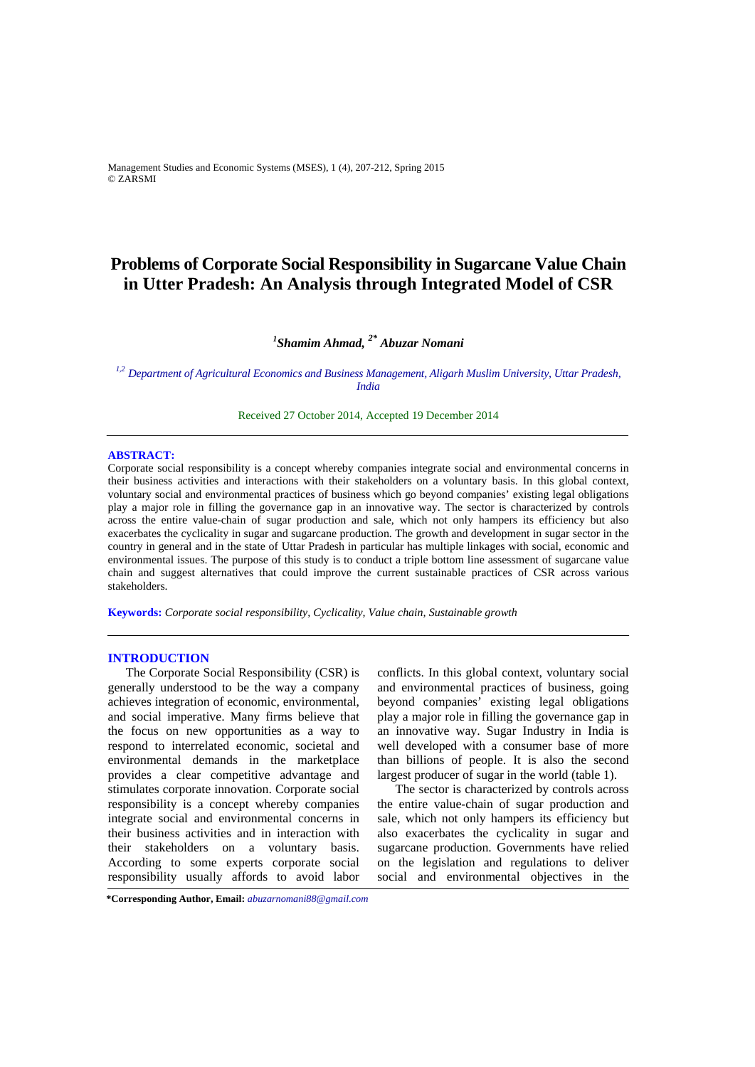# Problems of Corporate Social Responsibility in Sugarcane Value Chain in Utter Pradesh: An Analysis through Integrated Model of CSR

***[1]Shamim Ahmad, [2*] Abuzar Nomani***

*[1,2] Department of Agricultural Economics and Business Management, Aligarh Muslim University, Uttar Pradesh, India*

Received 27 October 2014, Accepted 19 December 2014

---

**ABSTRACT:**

Corporate social responsibility is a concept whereby companies integrate social and environmental concerns in their business activities and interactions with their stakeholders on a voluntary basis. In this global context, voluntary social and environmental practices of business which go beyond companies' existing legal obligations play a major role in filling the governance gap in an innovative way. The sector is characterized by controls across the entire value-chain of sugar production and sale, which not only hampers its efficiency but also exacerbates the cyclicality in sugar and sugarcane production. The growth and development in sugar sector in the country in general and in the state of Uttar Pradesh in particular has multiple linkages with social, economic and environmental issues. The purpose of this study is to conduct a triple bottom line assessment of sugarcane value chain and suggest alternatives that could improve the current sustainable practices of CSR across various stakeholders.

**Keywords:** *Corporate social responsibility, Cyclicality, Value chain, Sustainable growth*

---

## INTRODUCTION

The Corporate Social Responsibility (CSR) is generally understood to be the way a company achieves integration of economic, environmental, and social imperative. Many firms believe that the focus on new opportunities as a way to respond to interrelated economic, societal and environmental demands in the marketplace provides a clear competitive advantage and stimulates corporate innovation. Corporate social responsibility is a concept whereby companies integrate social and environmental concerns in their business activities and in interaction with their stakeholders on a voluntary basis. According to some experts corporate social responsibility usually affords to avoid labor conflicts. In this global context, voluntary social and environmental practices of business, going beyond companies' existing legal obligations play a major role in filling the governance gap in an innovative way. Sugar Industry in India is well developed with a consumer base of more than billions of people. It is also the second largest producer of sugar in the world (table 1).

The sector is characterized by controls across the entire value-chain of sugar production and sale, which not only hampers its efficiency but also exacerbates the cyclicality in sugar and sugarcane production. Governments have relied on the legislation and regulations to deliver social and environmental objectives in the

**\*Corresponding Author, Email:** *abuzarnomani88@gmail.com*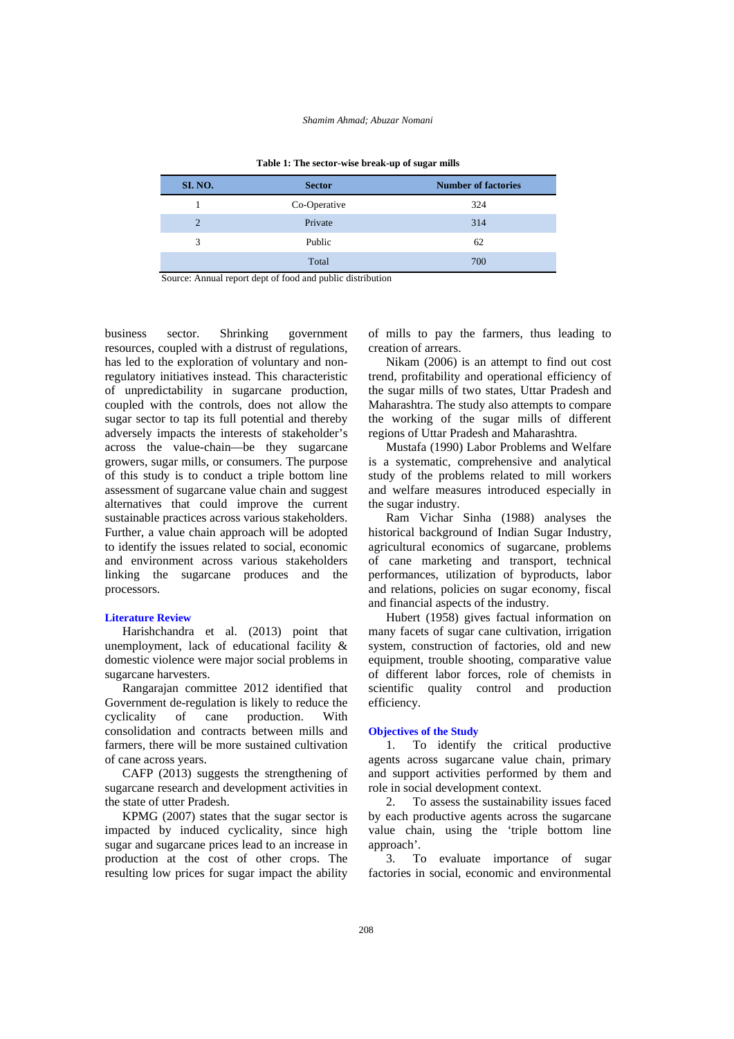**Table 1: The sector-wise break-up of sugar mills**

| SI. NO. | Sector | Number of factories |
|---|---|---|
| 1 | Co-Operative | 324 |
| 2 | Private | 314 |
| 3 | Public | 62 |
| | Total | 700 |

Source: Annual report dept of food and public distribution

business sector. Shrinking government resources, coupled with a distrust of regulations, has led to the exploration of voluntary and non-regulatory initiatives instead. This characteristic of unpredictability in sugarcane production, coupled with the controls, does not allow the sugar sector to tap its full potential and thereby adversely impacts the interests of stakeholder's across the value-chain—be they sugarcane growers, sugar mills, or consumers. The purpose of this study is to conduct a triple bottom line assessment of sugarcane value chain and suggest alternatives that could improve the current sustainable practices across various stakeholders. Further, a value chain approach will be adopted to identify the issues related to social, economic and environment across various stakeholders linking the sugarcane produces and the processors.

## Literature Review

Harishchandra et al. (2013) point that unemployment, lack of educational facility & domestic violence were major social problems in sugarcane harvesters.

Rangarajan committee 2012 identified that Government de-regulation is likely to reduce the cyclicality of cane production. With consolidation and contracts between mills and farmers, there will be more sustained cultivation of cane across years.

CAFP (2013) suggests the strengthening of sugarcane research and development activities in the state of utter Pradesh.

KPMG (2007) states that the sugar sector is impacted by induced cyclicality, since high sugar and sugarcane prices lead to an increase in production at the cost of other crops. The resulting low prices for sugar impact the ability of mills to pay the farmers, thus leading to creation of arrears.

Nikam (2006) is an attempt to find out cost trend, profitability and operational efficiency of the sugar mills of two states, Uttar Pradesh and Maharashtra. The study also attempts to compare the working of the sugar mills of different regions of Uttar Pradesh and Maharashtra.

Mustafa (1990) Labor Problems and Welfare is a systematic, comprehensive and analytical study of the problems related to mill workers and welfare measures introduced especially in the sugar industry.

Ram Vichar Sinha (1988) analyses the historical background of Indian Sugar Industry, agricultural economics of sugarcane, problems of cane marketing and transport, technical performances, utilization of byproducts, labor and relations, policies on sugar economy, fiscal and financial aspects of the industry.

Hubert (1958) gives factual information on many facets of sugar cane cultivation, irrigation system, construction of factories, old and new equipment, trouble shooting, comparative value of different labor forces, role of chemists in scientific quality control and production efficiency.

## Objectives of the Study

1. To identify the critical productive agents across sugarcane value chain, primary and support activities performed by them and role in social development context.
2. To assess the sustainability issues faced by each productive agents across the sugarcane value chain, using the 'triple bottom line approach'.
3. To evaluate importance of sugar factories in social, economic and environmental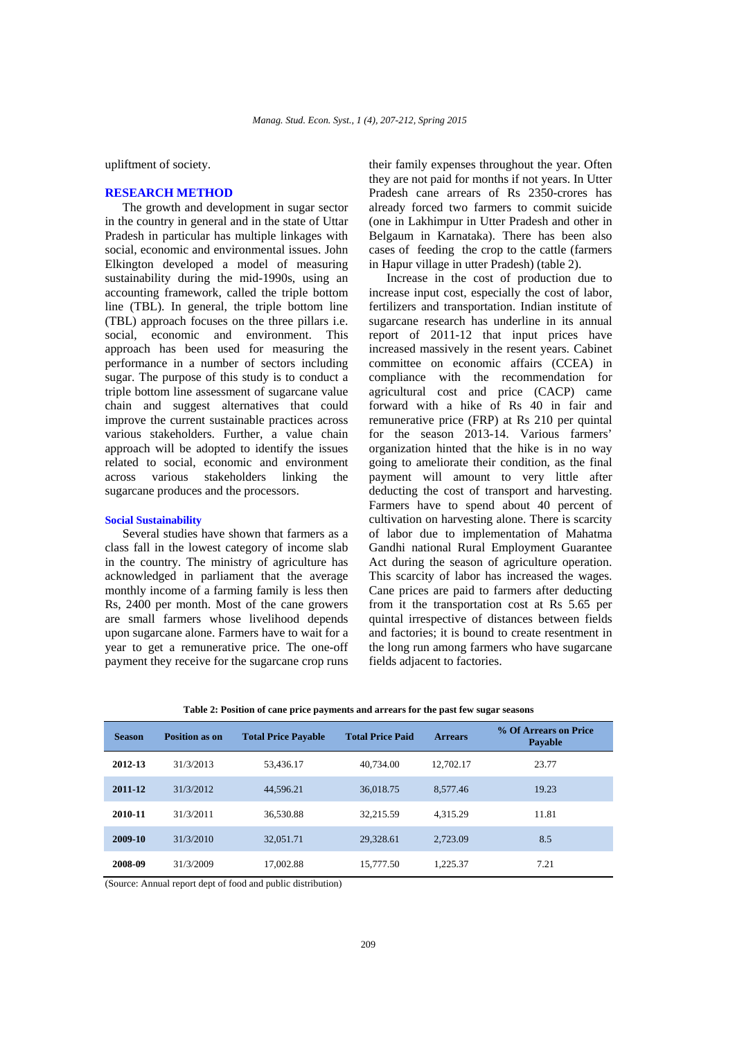upliftment of society.

## RESEARCH METHOD

The growth and development in sugar sector in the country in general and in the state of Uttar Pradesh in particular has multiple linkages with social, economic and environmental issues. John Elkington developed a model of measuring sustainability during the mid-1990s, using an accounting framework, called the triple bottom line (TBL). In general, the triple bottom line (TBL) approach focuses on the three pillars i.e. social, economic and environment. This approach has been used for measuring the performance in a number of sectors including sugar. The purpose of this study is to conduct a triple bottom line assessment of sugarcane value chain and suggest alternatives that could improve the current sustainable practices across various stakeholders. Further, a value chain approach will be adopted to identify the issues related to social, economic and environment across various stakeholders linking the sugarcane produces and the processors.

### Social Sustainability

Several studies have shown that farmers as a class fall in the lowest category of income slab in the country. The ministry of agriculture has acknowledged in parliament that the average monthly income of a farming family is less then Rs, 2400 per month. Most of the cane growers are small farmers whose livelihood depends upon sugarcane alone. Farmers have to wait for a year to get a remunerative price. The one-off payment they receive for the sugarcane crop runs their family expenses throughout the year. Often they are not paid for months if not years. In Utter Pradesh cane arrears of Rs 2350-crores has already forced two farmers to commit suicide (one in Lakhimpur in Utter Pradesh and other in Belgaum in Karnataka). There has been also cases of feeding the crop to the cattle (farmers in Hapur village in utter Pradesh) (table 2).

Increase in the cost of production due to increase input cost, especially the cost of labor, fertilizers and transportation. Indian institute of sugarcane research has underline in its annual report of 2011-12 that input prices have increased massively in the resent years. Cabinet committee on economic affairs (CCEA) in compliance with the recommendation for agricultural cost and price (CACP) came forward with a hike of Rs 40 in fair and remunerative price (FRP) at Rs 210 per quintal for the season 2013-14. Various farmers' organization hinted that the hike is in no way going to ameliorate their condition, as the final payment will amount to very little after deducting the cost of transport and harvesting. Farmers have to spend about 40 percent of cultivation on harvesting alone. There is scarcity of labor due to implementation of Mahatma Gandhi national Rural Employment Guarantee Act during the season of agriculture operation. This scarcity of labor has increased the wages. Cane prices are paid to farmers after deducting from it the transportation cost at Rs 5.65 per quintal irrespective of distances between fields and factories; it is bound to create resentment in the long run among farmers who have sugarcane fields adjacent to factories.

**Table 2: Position of cane price payments and arrears for the past few sugar seasons**

| Season | Position as on | Total Price Payable | Total Price Paid | Arrears | % Of Arrears on Price Payable |
|---|---|---|---|---|---|
| **2012-13** | 31/3/2013 | 53,436.17 | 40,734.00 | 12,702.17 | 23.77 |
| **2011-12** | 31/3/2012 | 44,596.21 | 36,018.75 | 8,577.46 | 19.23 |
| **2010-11** | 31/3/2011 | 36,530.88 | 32,215.59 | 4,315.29 | 11.81 |
| **2009-10** | 31/3/2010 | 32,051.71 | 29,328.61 | 2,723.09 | 8.5 |
| **2008-09** | 31/3/2009 | 17,002.88 | 15,777.50 | 1,225.37 | 7.21 |

(Source: Annual report dept of food and public distribution)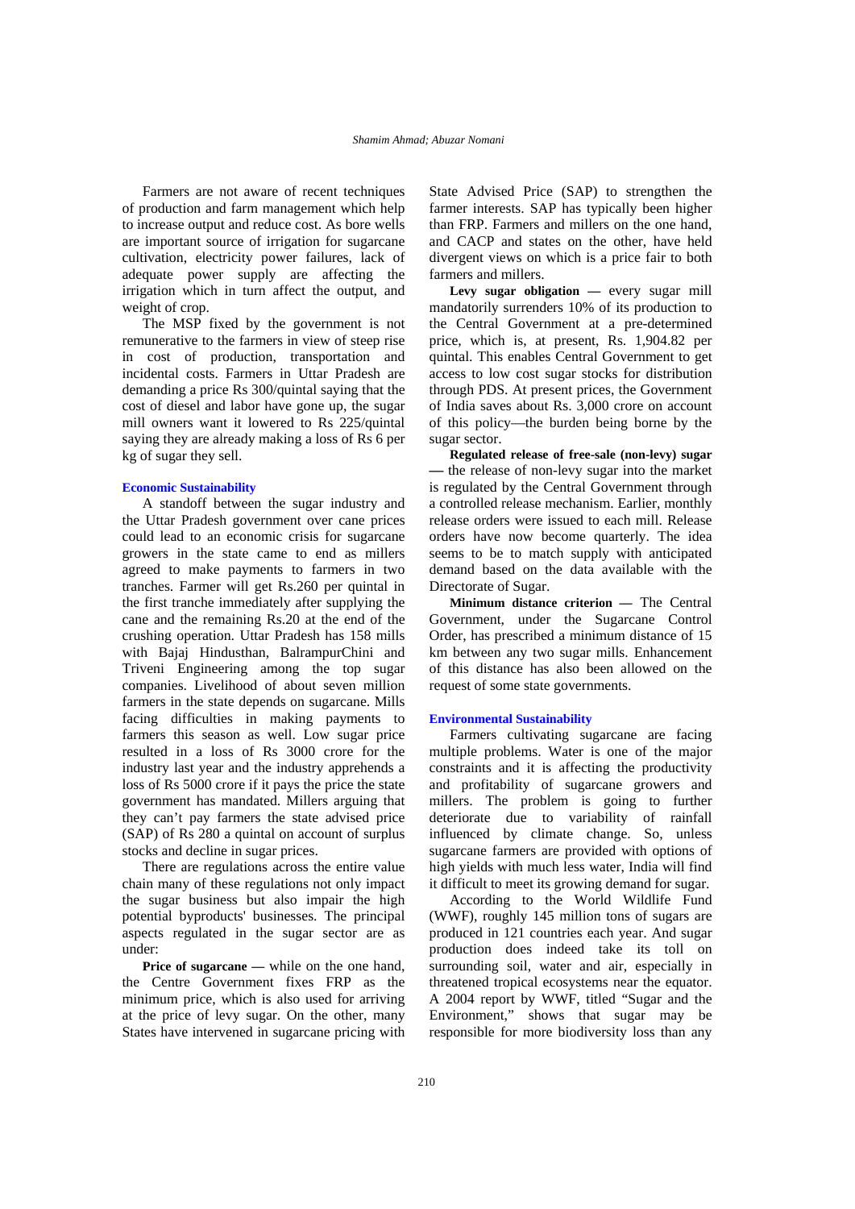Farmers are not aware of recent techniques of production and farm management which help to increase output and reduce cost. As bore wells are important source of irrigation for sugarcane cultivation, electricity power failures, lack of adequate power supply are affecting the irrigation which in turn affect the output, and weight of crop.

The MSP fixed by the government is not remunerative to the farmers in view of steep rise in cost of production, transportation and incidental costs. Farmers in Uttar Pradesh are demanding a price Rs 300/quintal saying that the cost of diesel and labor have gone up, the sugar mill owners want it lowered to Rs 225/quintal saying they are already making a loss of Rs 6 per kg of sugar they sell.

### Economic Sustainability

A standoff between the sugar industry and the Uttar Pradesh government over cane prices could lead to an economic crisis for sugarcane growers in the state came to end as millers agreed to make payments to farmers in two tranches. Farmer will get Rs.260 per quintal in the first tranche immediately after supplying the cane and the remaining Rs.20 at the end of the crushing operation. Uttar Pradesh has 158 mills with Bajaj Hindusthan, BalrampurChini and Triveni Engineering among the top sugar companies. Livelihood of about seven million farmers in the state depends on sugarcane. Mills facing difficulties in making payments to farmers this season as well. Low sugar price resulted in a loss of Rs 3000 crore for the industry last year and the industry apprehends a loss of Rs 5000 crore if it pays the price the state government has mandated. Millers arguing that they can't pay farmers the state advised price (SAP) of Rs 280 a quintal on account of surplus stocks and decline in sugar prices.

There are regulations across the entire value chain many of these regulations not only impact the sugar business but also impair the high potential byproducts' businesses. The principal aspects regulated in the sugar sector are as under:

**Price of sugarcane —** while on the one hand, the Centre Government fixes FRP as the minimum price, which is also used for arriving at the price of levy sugar. On the other, many States have intervened in sugarcane pricing with State Advised Price (SAP) to strengthen the farmer interests. SAP has typically been higher than FRP. Farmers and millers on the one hand, and CACP and states on the other, have held divergent views on which is a price fair to both farmers and millers.

**Levy sugar obligation —** every sugar mill mandatorily surrenders 10% of its production to the Central Government at a pre-determined price, which is, at present, Rs. 1,904.82 per quintal. This enables Central Government to get access to low cost sugar stocks for distribution through PDS. At present prices, the Government of India saves about Rs. 3,000 crore on account of this policy—the burden being borne by the sugar sector.

**Regulated release of free-sale (non-levy) sugar —** the release of non-levy sugar into the market is regulated by the Central Government through a controlled release mechanism. Earlier, monthly release orders were issued to each mill. Release orders have now become quarterly. The idea seems to be to match supply with anticipated demand based on the data available with the Directorate of Sugar.

**Minimum distance criterion —** The Central Government, under the Sugarcane Control Order, has prescribed a minimum distance of 15 km between any two sugar mills. Enhancement of this distance has also been allowed on the request of some state governments.

### Environmental Sustainability

Farmers cultivating sugarcane are facing multiple problems. Water is one of the major constraints and it is affecting the productivity and profitability of sugarcane growers and millers. The problem is going to further deteriorate due to variability of rainfall influenced by climate change. So, unless sugarcane farmers are provided with options of high yields with much less water, India will find it difficult to meet its growing demand for sugar.

According to the World Wildlife Fund (WWF), roughly 145 million tons of sugars are produced in 121 countries each year. And sugar production does indeed take its toll on surrounding soil, water and air, especially in threatened tropical ecosystems near the equator. A 2004 report by WWF, titled "Sugar and the Environment," shows that sugar may be responsible for more biodiversity loss than any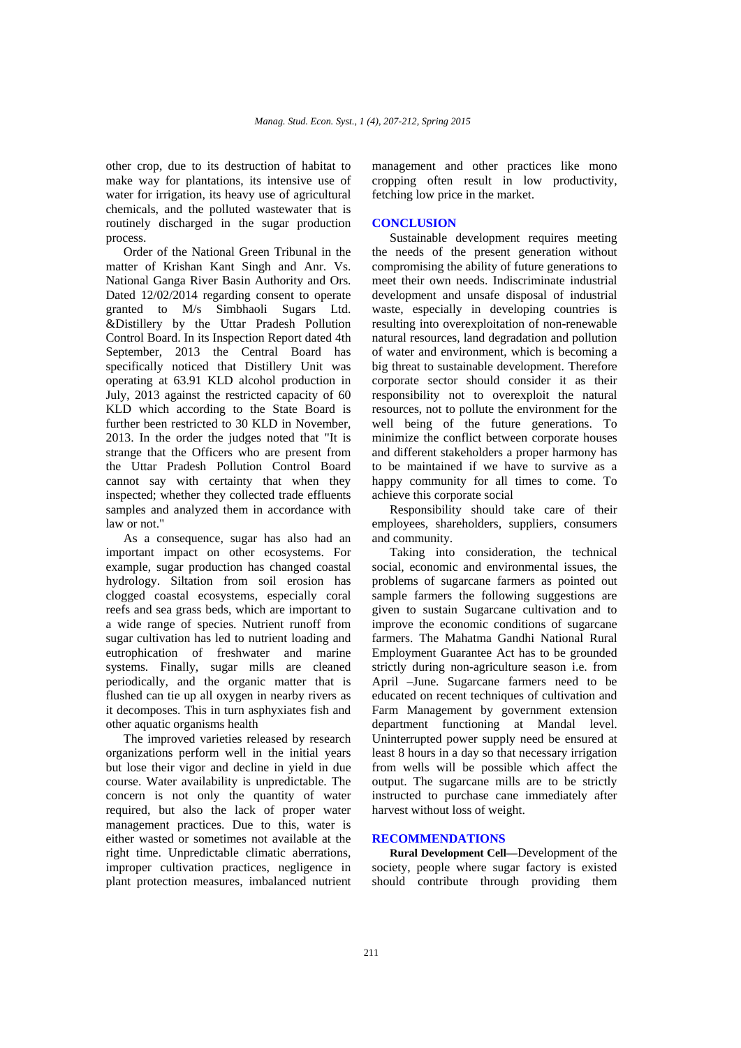other crop, due to its destruction of habitat to make way for plantations, its intensive use of water for irrigation, its heavy use of agricultural chemicals, and the polluted wastewater that is routinely discharged in the sugar production process.

Order of the National Green Tribunal in the matter of Krishan Kant Singh and Anr. Vs. National Ganga River Basin Authority and Ors. Dated 12/02/2014 regarding consent to operate granted to M/s Simbhaoli Sugars Ltd. &Distillery by the Uttar Pradesh Pollution Control Board. In its Inspection Report dated 4th September, 2013 the Central Board has specifically noticed that Distillery Unit was operating at 63.91 KLD alcohol production in July, 2013 against the restricted capacity of 60 KLD which according to the State Board is further been restricted to 30 KLD in November, 2013. In the order the judges noted that "It is strange that the Officers who are present from the Uttar Pradesh Pollution Control Board cannot say with certainty that when they inspected; whether they collected trade effluents samples and analyzed them in accordance with law or not."

As a consequence, sugar has also had an important impact on other ecosystems. For example, sugar production has changed coastal hydrology. Siltation from soil erosion has clogged coastal ecosystems, especially coral reefs and sea grass beds, which are important to a wide range of species. Nutrient runoff from sugar cultivation has led to nutrient loading and eutrophication of freshwater and marine systems. Finally, sugar mills are cleaned periodically, and the organic matter that is flushed can tie up all oxygen in nearby rivers as it decomposes. This in turn asphyxiates fish and other aquatic organisms health

The improved varieties released by research organizations perform well in the initial years but lose their vigor and decline in yield in due course. Water availability is unpredictable. The concern is not only the quantity of water required, but also the lack of proper water management practices. Due to this, water is either wasted or sometimes not available at the right time. Unpredictable climatic aberrations, improper cultivation practices, negligence in plant protection measures, imbalanced nutrient management and other practices like mono cropping often result in low productivity, fetching low price in the market.

## CONCLUSION

Sustainable development requires meeting the needs of the present generation without compromising the ability of future generations to meet their own needs. Indiscriminate industrial development and unsafe disposal of industrial waste, especially in developing countries is resulting into overexploitation of non-renewable natural resources, land degradation and pollution of water and environment, which is becoming a big threat to sustainable development. Therefore corporate sector should consider it as their responsibility not to overexploit the natural resources, not to pollute the environment for the well being of the future generations. To minimize the conflict between corporate houses and different stakeholders a proper harmony has to be maintained if we have to survive as a happy community for all times to come. To achieve this corporate social

Responsibility should take care of their employees, shareholders, suppliers, consumers and community.

Taking into consideration, the technical social, economic and environmental issues, the problems of sugarcane farmers as pointed out sample farmers the following suggestions are given to sustain Sugarcane cultivation and to improve the economic conditions of sugarcane farmers. The Mahatma Gandhi National Rural Employment Guarantee Act has to be grounded strictly during non-agriculture season i.e. from April –June. Sugarcane farmers need to be educated on recent techniques of cultivation and Farm Management by government extension department functioning at Mandal level. Uninterrupted power supply need be ensured at least 8 hours in a day so that necessary irrigation from wells will be possible which affect the output. The sugarcane mills are to be strictly instructed to purchase cane immediately after harvest without loss of weight.

## RECOMMENDATIONS

**Rural Development Cell—**Development of the society, people where sugar factory is existed should contribute through providing them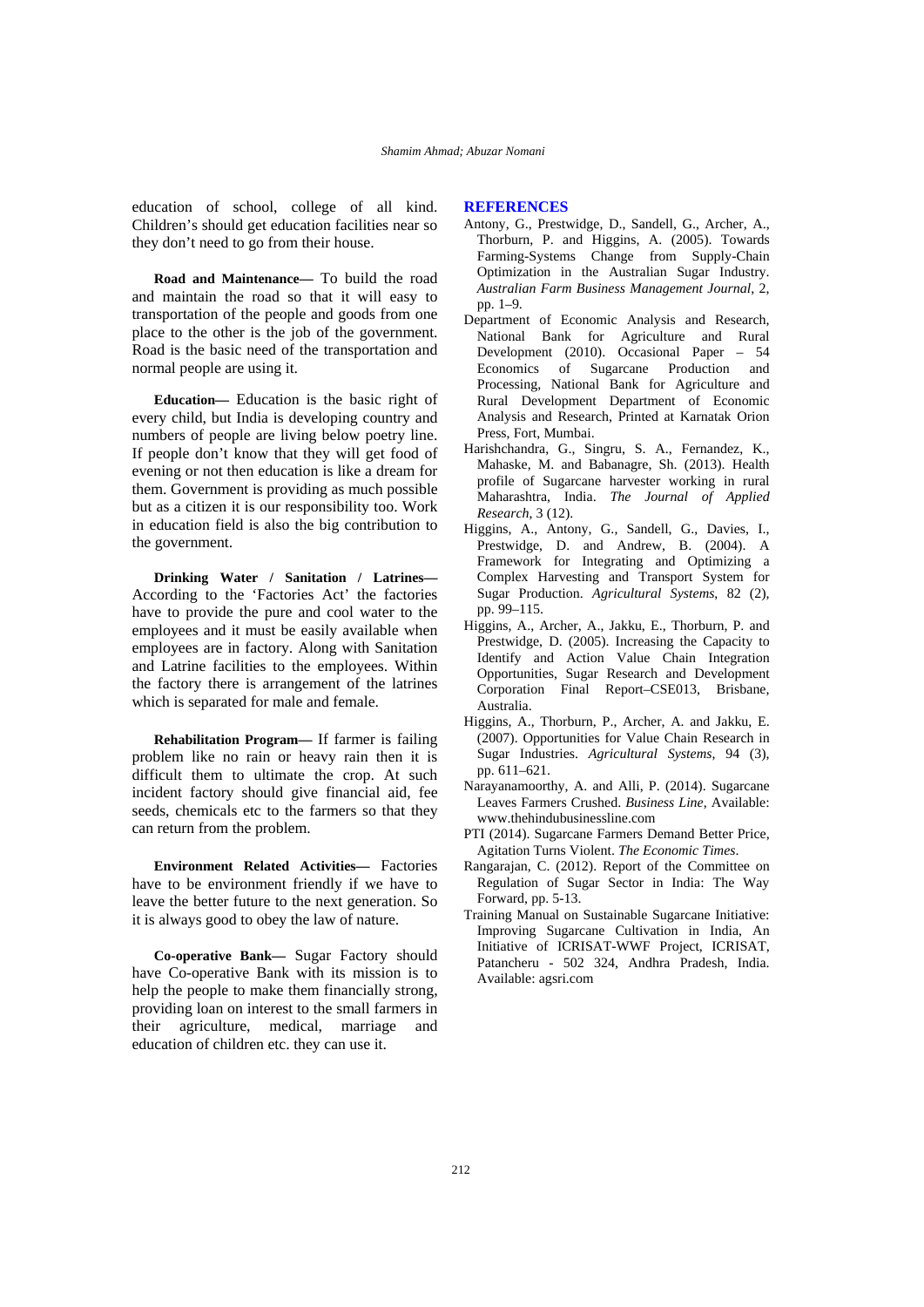education of school, college of all kind. Children's should get education facilities near so they don't need to go from their house.

**Road and Maintenance—** To build the road and maintain the road so that it will easy to transportation of the people and goods from one place to the other is the job of the government. Road is the basic need of the transportation and normal people are using it.

**Education—** Education is the basic right of every child, but India is developing country and numbers of people are living below poetry line. If people don't know that they will get food of evening or not then education is like a dream for them. Government is providing as much possible but as a citizen it is our responsibility too. Work in education field is also the big contribution to the government.

**Drinking Water / Sanitation / Latrines—** According to the 'Factories Act' the factories have to provide the pure and cool water to the employees and it must be easily available when employees are in factory. Along with Sanitation and Latrine facilities to the employees. Within the factory there is arrangement of the latrines which is separated for male and female.

**Rehabilitation Program—** If farmer is failing problem like no rain or heavy rain then it is difficult them to ultimate the crop. At such incident factory should give financial aid, fee seeds, chemicals etc to the farmers so that they can return from the problem.

**Environment Related Activities—** Factories have to be environment friendly if we have to leave the better future to the next generation. So it is always good to obey the law of nature.

**Co-operative Bank—** Sugar Factory should have Co-operative Bank with its mission is to help the people to make them financially strong, providing loan on interest to the small farmers in their agriculture, medical, marriage and education of children etc. they can use it.

## REFERENCES

Antony, G., Prestwidge, D., Sandell, G., Archer, A., Thorburn, P. and Higgins, A. (2005). Towards Farming-Systems Change from Supply-Chain Optimization in the Australian Sugar Industry. *Australian Farm Business Management Journal*, 2, pp. 1–9.

Department of Economic Analysis and Research, National Bank for Agriculture and Rural Development (2010). Occasional Paper – 54 Economics of Sugarcane Production and Processing, National Bank for Agriculture and Rural Development Department of Economic Analysis and Research, Printed at Karnatak Orion Press, Fort, Mumbai.

Harishchandra, G., Singru, S. A., Fernandez, K., Mahaske, M. and Babanagre, Sh. (2013). Health profile of Sugarcane harvester working in rural Maharashtra, India. *The Journal of Applied Research*, 3 (12).

Higgins, A., Antony, G., Sandell, G., Davies, I., Prestwidge, D. and Andrew, B. (2004). A Framework for Integrating and Optimizing a Complex Harvesting and Transport System for Sugar Production. *Agricultural Systems*, 82 (2), pp. 99–115.

Higgins, A., Archer, A., Jakku, E., Thorburn, P. and Prestwidge, D. (2005). Increasing the Capacity to Identify and Action Value Chain Integration Opportunities, Sugar Research and Development Corporation Final Report–CSE013, Brisbane, Australia.

Higgins, A., Thorburn, P., Archer, A. and Jakku, E. (2007). Opportunities for Value Chain Research in Sugar Industries. *Agricultural Systems*, 94 (3), pp. 611–621.

Narayanamoorthy, A. and Alli, P. (2014). Sugarcane Leaves Farmers Crushed. *Business Line*, Available: www.thehindubusinessline.com

PTI (2014). Sugarcane Farmers Demand Better Price, Agitation Turns Violent. *The Economic Times*.

Rangarajan, C. (2012). Report of the Committee on Regulation of Sugar Sector in India: The Way Forward, pp. 5-13.

Training Manual on Sustainable Sugarcane Initiative: Improving Sugarcane Cultivation in India, An Initiative of ICRISAT-WWF Project, ICRISAT, Patancheru - 502 324, Andhra Pradesh, India. Available: agsri.com